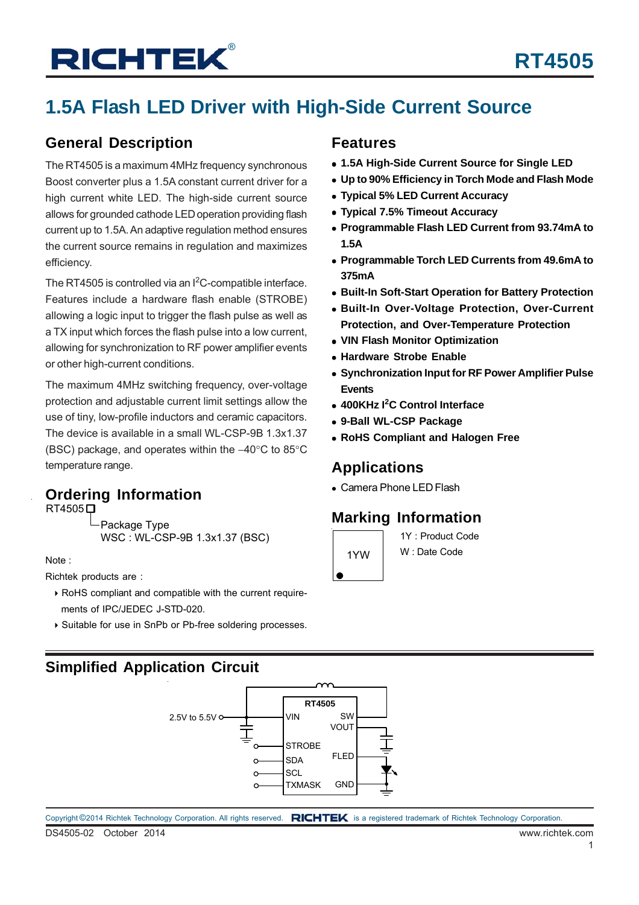# RT4505

## 1.5A Flash LED Driver with High-Side Current Source

### General Description

The RT4505 is a maximum 4MHz frequency synchronous Boost converter plus a 1.5A constant current driver for a high current white LED. The high-side current source allows for grounded cathode LED operation providing flash current up to 1.5A. An adaptive regulation method ensures the current source remains in regulation and maximizes efficiency.

The RT4505 is controlled via an $I^2C$-compatible interface. Features include a hardware flash enable (STROBE) allowing a logic input to trigger the flash pulse as well as a TX input which forces the flash pulse into a low current, allowing for synchronization to RF power amplifier events or other high-current conditions.

The maximum 4MHz switching frequency, over-voltage protection and adjustable current limit settings allow the use of tiny, low-profile inductors and ceramic capacitors. The device is available in a small WL-CSP-9B 1.3x1.37 (BSC) package, and operates within the −40°C to 85°C temperature range.

### Ordering Information

RT4505□
- Package Type
  WSC : WL-CSP-9B 1.3x1.37 (BSC)

Note :

Richtek products are :
- RoHS compliant and compatible with the current requirements of IPC/JEDEC J-STD-020.
- Suitable for use in SnPb or Pb-free soldering processes.

### Features

- **1.5A High-Side Current Source for Single LED**
- **Up to 90% Efficiency in Torch Mode and Flash Mode**
- **Typical 5% LED Current Accuracy**
- **Typical 7.5% Timeout Accuracy**
- **Programmable Flash LED Current from 93.74mA to 1.5A**
- **Programmable Torch LED Currents from 49.6mA to 375mA**
- **Built-In Soft-Start Operation for Battery Protection**
- **Built-In Over-Voltage Protection, Over-Current Protection, and Over-Temperature Protection**
- **VIN Flash Monitor Optimization**
- **Hardware Strobe Enable**
- **Synchronization Input for RF Power Amplifier Pulse Events**
- **400KHz $I^2C$ Control Interface**
- **9-Ball WL-CSP Package**
- **RoHS Compliant and Halogen Free**

### Applications

- Camera Phone LED Flash

### Marking Information

1YW

1Y : Product Code
W : Date Code

### Simplified Application Circuit

2.5V to 5.5V — VIN; RT4505: VIN, SW, VOUT, STROBE, SDA, SCL, TXMASK, FLED, GND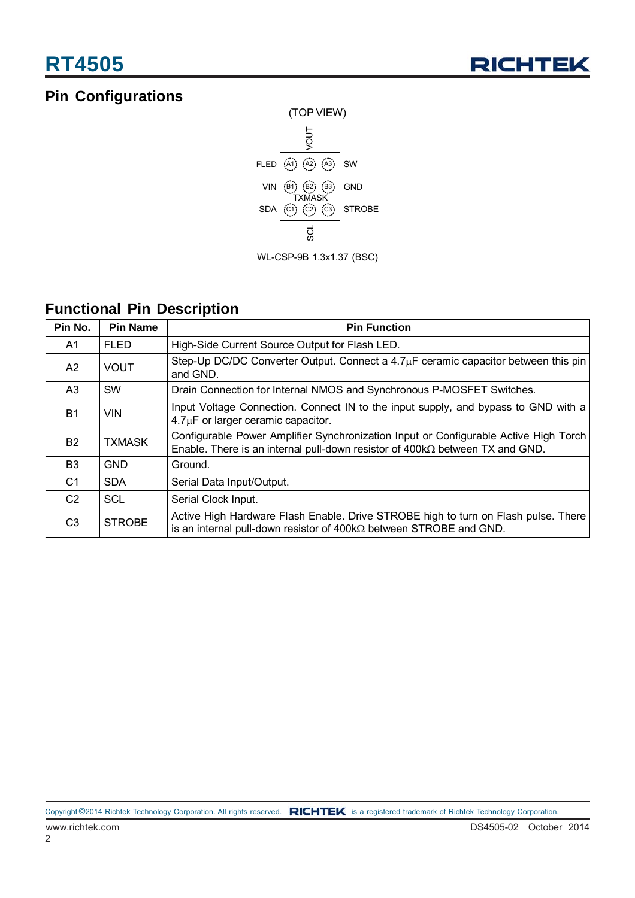## Pin Configurations

(TOP VIEW)

VOUT

| | | | | |
|---|---|---|---|---|
| FLED | A1 | A2 | A3 | SW |
| VIN | B1 | B2 | B3 | GND |
| SDA | C1 | C2 | C3 | STROBE |

TXMASK

SCL

WL-CSP-9B 1.3x1.37 (BSC)

## Functional Pin Description

| Pin No. | Pin Name | Pin Function |
|---|---|---|
| A1 | FLED | High-Side Current Source Output for Flash LED. |
| A2 | VOUT | Step-Up DC/DC Converter Output. Connect a 4.7μF ceramic capacitor between this pin and GND. |
| A3 | SW | Drain Connection for Internal NMOS and Synchronous P-MOSFET Switches. |
| B1 | VIN | Input Voltage Connection. Connect IN to the input supply, and bypass to GND with a 4.7μF or larger ceramic capacitor. |
| B2 | TXMASK | Configurable Power Amplifier Synchronization Input or Configurable Active High Torch Enable. There is an internal pull-down resistor of 400kΩ between TX and GND. |
| B3 | GND | Ground. |
| C1 | SDA | Serial Data Input/Output. |
| C2 | SCL | Serial Clock Input. |
| C3 | STROBE | Active High Hardware Flash Enable. Drive STROBE high to turn on Flash pulse. There is an internal pull-down resistor of 400kΩ between STROBE and GND. |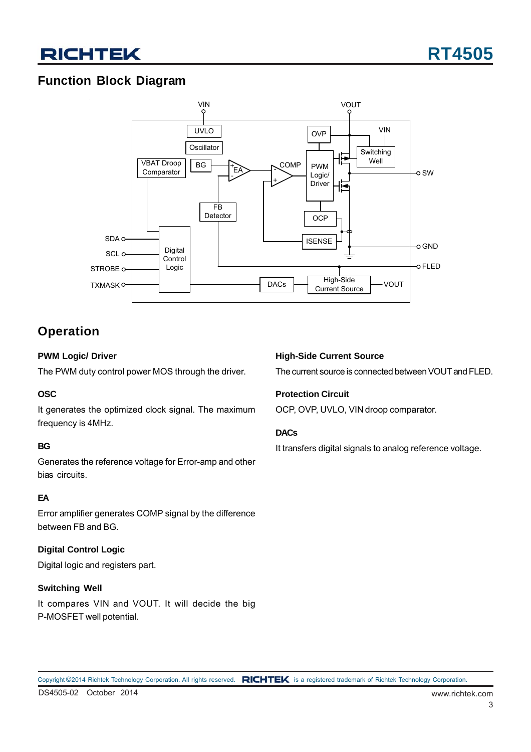## Function Block Diagram

## Operation

### PWM Logic/ Driver

The PWM duty control power MOS through the driver.

### OSC

It generates the optimized clock signal. The maximum frequency is 4MHz.

### BG

Generates the reference voltage for Error-amp and other bias circuits.

### EA

Error amplifier generates COMP signal by the difference between FB and BG.

### Digital Control Logic

Digital logic and registers part.

### Switching Well

It compares VIN and VOUT. It will decide the big P-MOSFET well potential.

### High-Side Current Source

The current source is connected between VOUT and FLED.

### Protection Circuit

OCP, OVP, UVLO, VIN droop comparator.

### DACs

It transfers digital signals to analog reference voltage.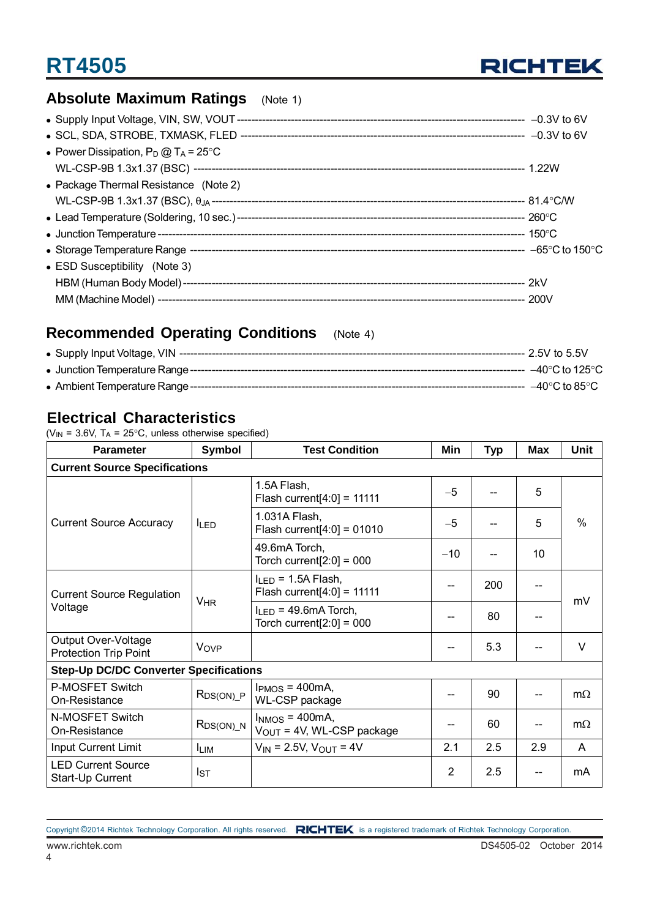## Absolute Maximum Ratings (Note 1)

- Supply Input Voltage, VIN, SW, VOUT ---------- −0.3V to 6V
- SCL, SDA, STROBE, TXMASK, FLED ---------- −0.3V to 6V
- Power Dissipation, $P_D$ @ $T_A$ = 25°C
  WL-CSP-9B 1.3x1.37 (BSC) ---------- 1.22W
- Package Thermal Resistance (Note 2)
  WL-CSP-9B 1.3x1.37 (BSC), $\theta_{JA}$ ---------- 81.4°C/W
- Lead Temperature (Soldering, 10 sec.) ---------- 260°C
- Junction Temperature ---------- 150°C
- Storage Temperature Range ---------- −65°C to 150°C
- ESD Susceptibility (Note 3)
  HBM (Human Body Model) ---------- 2kV
  MM (Machine Model) ---------- 200V

## Recommended Operating Conditions (Note 4)

- Supply Input Voltage, VIN ---------- 2.5V to 5.5V
- Junction Temperature Range ---------- −40°C to 125°C
- Ambient Temperature Range ---------- −40°C to 85°C

## Electrical Characteristics

($V_{IN}$ = 3.6V, $T_A$ = 25°C, unless otherwise specified)

| Parameter | Symbol | Test Condition | Min | Typ | Max | Unit |
|---|---|---|---|---|---|---|
| **Current Source Specifications** | | | | | | |
| Current Source Accuracy | $I_{LED}$ | 1.5A Flash, Flash current[4:0] = 11111 | −5 | -- | 5 | % |
| | | 1.031A Flash, Flash current[4:0] = 01010 | −5 | -- | 5 | |
| | | 49.6mA Torch, Torch current[2:0] = 000 | −10 | -- | 10 | |
| Current Source Regulation Voltage | $V_{HR}$ | $I_{LED}$ = 1.5A Flash, Flash current[4:0] = 11111 | -- | 200 | -- | mV |
| | | $I_{LED}$ = 49.6mA Torch, Torch current[2:0] = 000 | -- | 80 | -- | |
| Output Over-Voltage Protection Trip Point | $V_{OVP}$ | | -- | 5.3 | -- | V |
| **Step-Up DC/DC Converter Specifications** | | | | | | |
| P-MOSFET Switch On-Resistance | $R_{DS(ON)\_P}$ | $I_{PMOS}$ = 400mA, WL-CSP package | -- | 90 | -- | mΩ |
| N-MOSFET Switch On-Resistance | $R_{DS(ON)\_N}$ | $I_{NMOS}$ = 400mA, $V_{OUT}$ = 4V, WL-CSP package | -- | 60 | -- | mΩ |
| Input Current Limit | $I_{LIM}$ | $V_{IN}$ = 2.5V, $V_{OUT}$ = 4V | 2.1 | 2.5 | 2.9 | A |
| LED Current Source Start-Up Current | $I_{ST}$ | | 2 | 2.5 | -- | mA |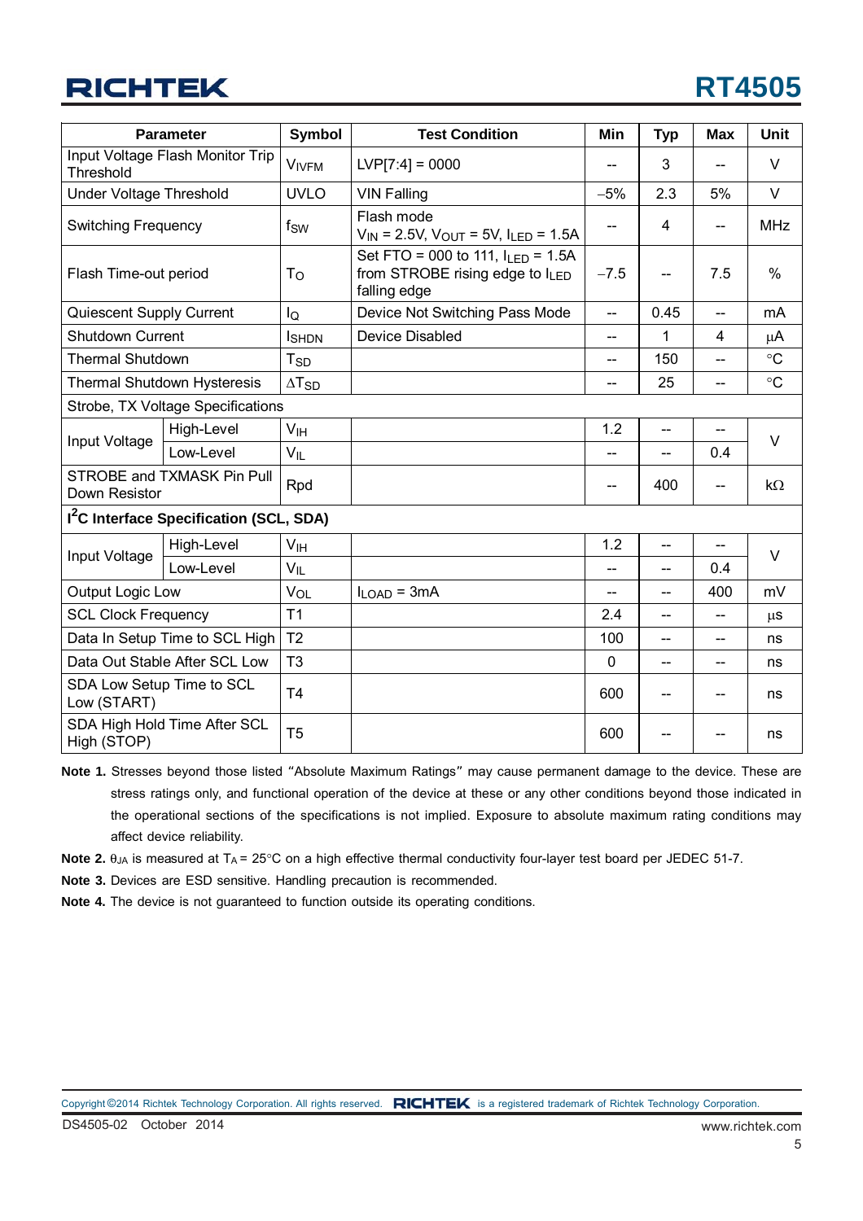| Parameter | | Symbol | Test Condition | Min | Typ | Max | Unit |
|---|---|---|---|---|---|---|---|
| Input Voltage Flash Monitor Trip Threshold | | $V_{IVFM}$ | LVP[7:4] = 0000 | -- | 3 | -- | V |
| Under Voltage Threshold | | UVLO | VIN Falling | −5% | 2.3 | 5% | V |
| Switching Frequency | | $f_{SW}$ | Flash mode $V_{IN}$ = 2.5V, $V_{OUT}$ = 5V, $I_{LED}$ = 1.5A | -- | 4 | -- | MHz |
| Flash Time-out period | | $T_O$ | Set FTO = 000 to 111, $I_{LED}$ = 1.5A from STROBE rising edge to $I_{LED}$ falling edge | −7.5 | -- | 7.5 | % |
| Quiescent Supply Current | | $I_Q$ | Device Not Switching Pass Mode | -- | 0.45 | -- | mA |
| Shutdown Current | | $I_{SHDN}$ | Device Disabled | -- | 1 | 4 | μA |
| Thermal Shutdown | | $T_{SD}$ | | -- | 150 | -- | °C |
| Thermal Shutdown Hysteresis | | $\Delta T_{SD}$ | | -- | 25 | -- | °C |
| Strobe, TX Voltage Specifications | | | | | | | |
| Input Voltage | High-Level | $V_{IH}$ | | 1.2 | -- | -- | V |
| | Low-Level | $V_{IL}$ | | -- | -- | 0.4 | V |
| STROBE and TXMASK Pin Pull Down Resistor | | Rpd | | -- | 400 | -- | kΩ |
| **$I^2C$ Interface Specification (SCL, SDA)** | | | | | | | |
| Input Voltage | High-Level | $V_{IH}$ | | 1.2 | -- | -- | V |
| | Low-Level | $V_{IL}$ | | -- | -- | 0.4 | V |
| Output Logic Low | | $V_{OL}$ | $I_{LOAD}$ = 3mA | -- | -- | 400 | mV |
| SCL Clock Frequency | | T1 | | 2.4 | -- | -- | μs |
| Data In Setup Time to SCL High | | T2 | | 100 | -- | -- | ns |
| Data Out Stable After SCL Low | | T3 | | 0 | -- | -- | ns |
| SDA Low Setup Time to SCL Low (START) | | T4 | | 600 | -- | -- | ns |
| SDA High Hold Time After SCL High (STOP) | | T5 | | 600 | -- | -- | ns |

**Note 1.** Stresses beyond those listed "Absolute Maximum Ratings" may cause permanent damage to the device. These are stress ratings only, and functional operation of the device at these or any other conditions beyond those indicated in the operational sections of the specifications is not implied. Exposure to absolute maximum rating conditions may affect device reliability.

**Note 2.** $\theta_{JA}$ is measured at $T_A$ = 25°C on a high effective thermal conductivity four-layer test board per JEDEC 51-7.

**Note 3.** Devices are ESD sensitive. Handling precaution is recommended.

**Note 4.** The device is not guaranteed to function outside its operating conditions.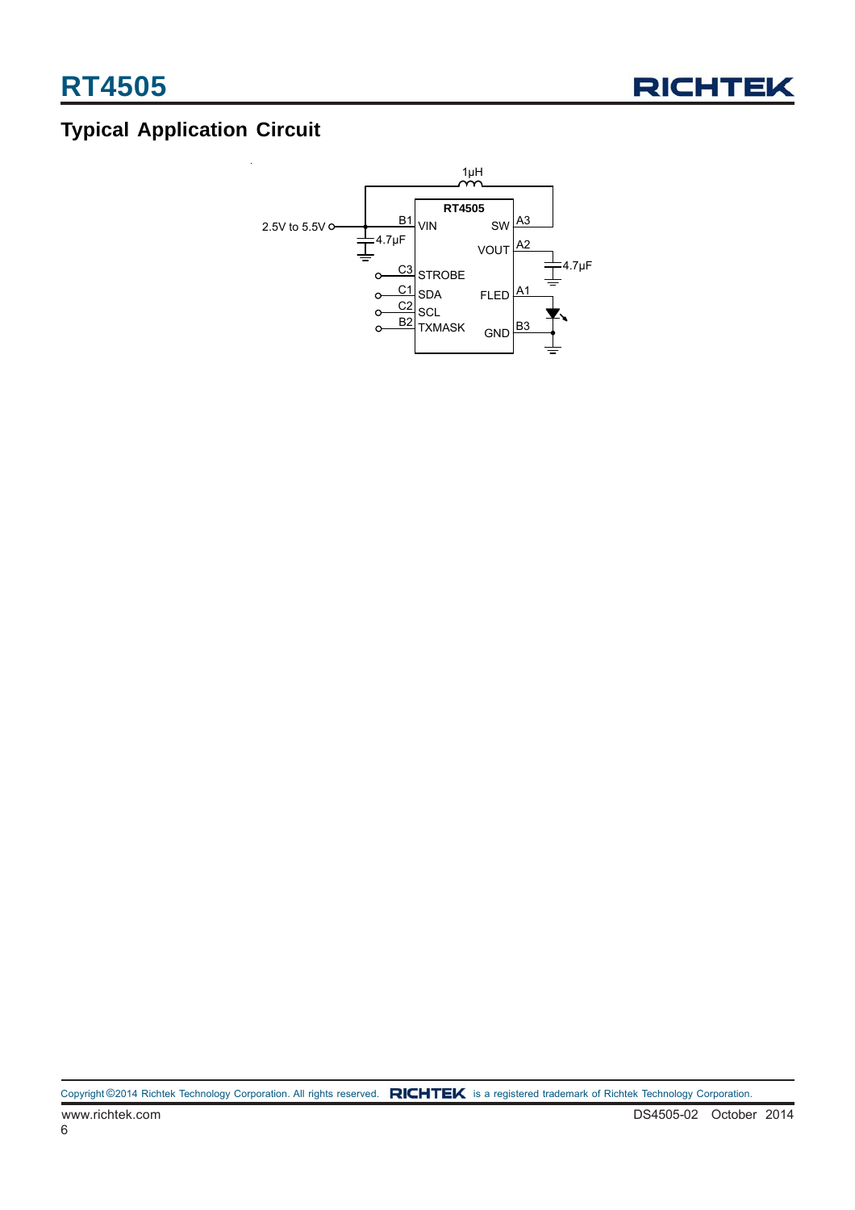## Typical Application Circuit

2.5V to 5.5V

1μH

RT4505

B1 VIN

SW A3

4.7μF

VOUT A2

4.7μF

C3 STROBE

C1 SDA

FLED A1

C2 SCL

B2 TXMASK

GND B3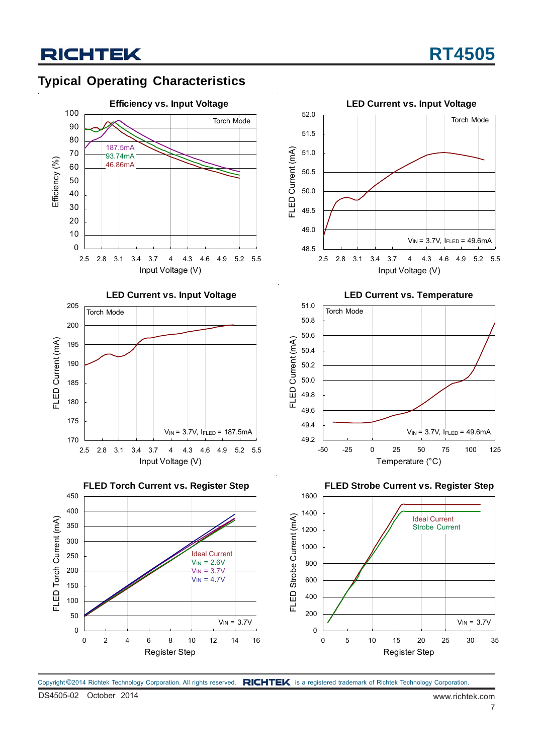## Typical Operating Characteristics

**Efficiency vs. Input Voltage**

Torch Mode

187.5mA
93.74mA
46.86mA

Efficiency (%)

Input Voltage (V)

**LED Current vs. Input Voltage**

Torch Mode

$V_{IN}$ = 3.7V, $I_{FLED}$ = 49.6mA

FLED Current (mA)

Input Voltage (V)

**LED Current vs. Input Voltage**

Torch Mode

$V_{IN}$ = 3.7V, $I_{FLED}$ = 187.5mA

FLED Current (mA)

Input Voltage (V)

**LED Current vs. Temperature**

Torch Mode

$V_{IN}$ = 3.7V, $I_{FLED}$ = 49.6mA

FLED Current (mA)

Temperature (°C)

**FLED Torch Current vs. Register Step**

Ideal Current
$V_{IN}$ = 2.6V
$V_{IN}$ = 3.7V
$V_{IN}$ = 4.7V

$V_{IN}$ = 3.7V

FLED Torch Current (mA)

Register Step

**FLED Strobe Current vs. Register Step**

Ideal Current
Strobe Current

$V_{IN}$ = 3.7V

FLED Strobe Current (mA)

Register Step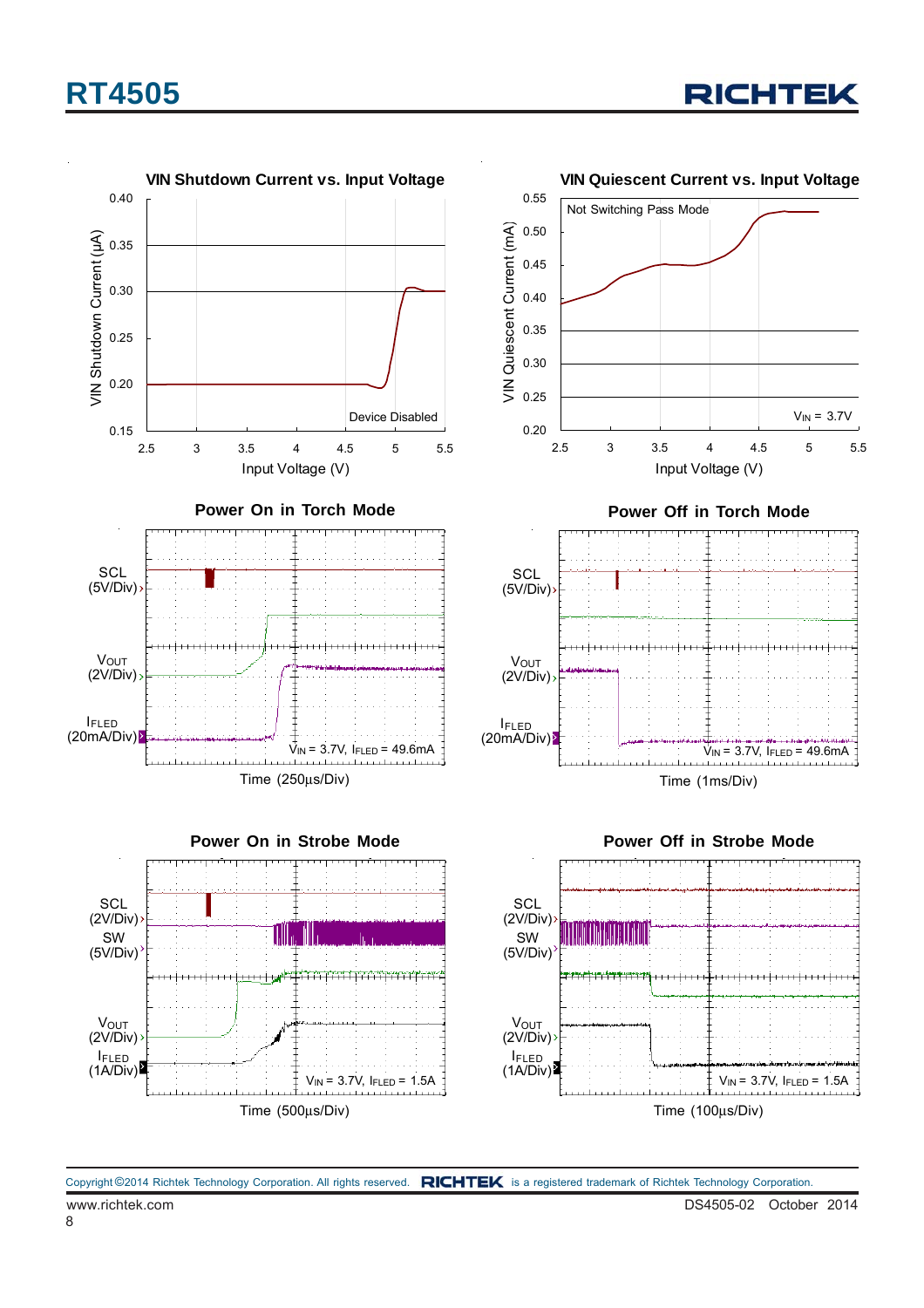**VIN Shutdown Current vs. Input Voltage**

VIN Shutdown Current (μA) vs. Input Voltage (V)

Device Disabled

**VIN Quiescent Current vs. Input Voltage**

VIN Quiescent Current (mA) vs. Input Voltage (V)

Not Switching Pass Mode

$V_{IN}$ = 3.7V

**Power On in Torch Mode**

SCL (5V/Div)

$V_{OUT}$ (2V/Div)

$I_{FLED}$ (20mA/Div)

$V_{IN}$ = 3.7V, $I_{FLED}$ = 49.6mA

Time (250μs/Div)

**Power Off in Torch Mode**

SCL (5V/Div)

$V_{OUT}$ (2V/Div)

$I_{FLED}$ (20mA/Div)

$V_{IN}$ = 3.7V, $I_{FLED}$ = 49.6mA

Time (1ms/Div)

**Power On in Strobe Mode**

SCL (2V/Div)

SW (5V/Div)

$V_{OUT}$ (2V/Div)

$I_{FLED}$ (1A/Div)

$V_{IN}$ = 3.7V, $I_{FLED}$ = 1.5A

Time (500μs/Div)

**Power Off in Strobe Mode**

SCL (2V/Div)

SW (5V/Div)

$V_{OUT}$ (2V/Div)

$I_{FLED}$ (1A/Div)

$V_{IN}$ = 3.7V, $I_{FLED}$ = 1.5A

Time (100μs/Div)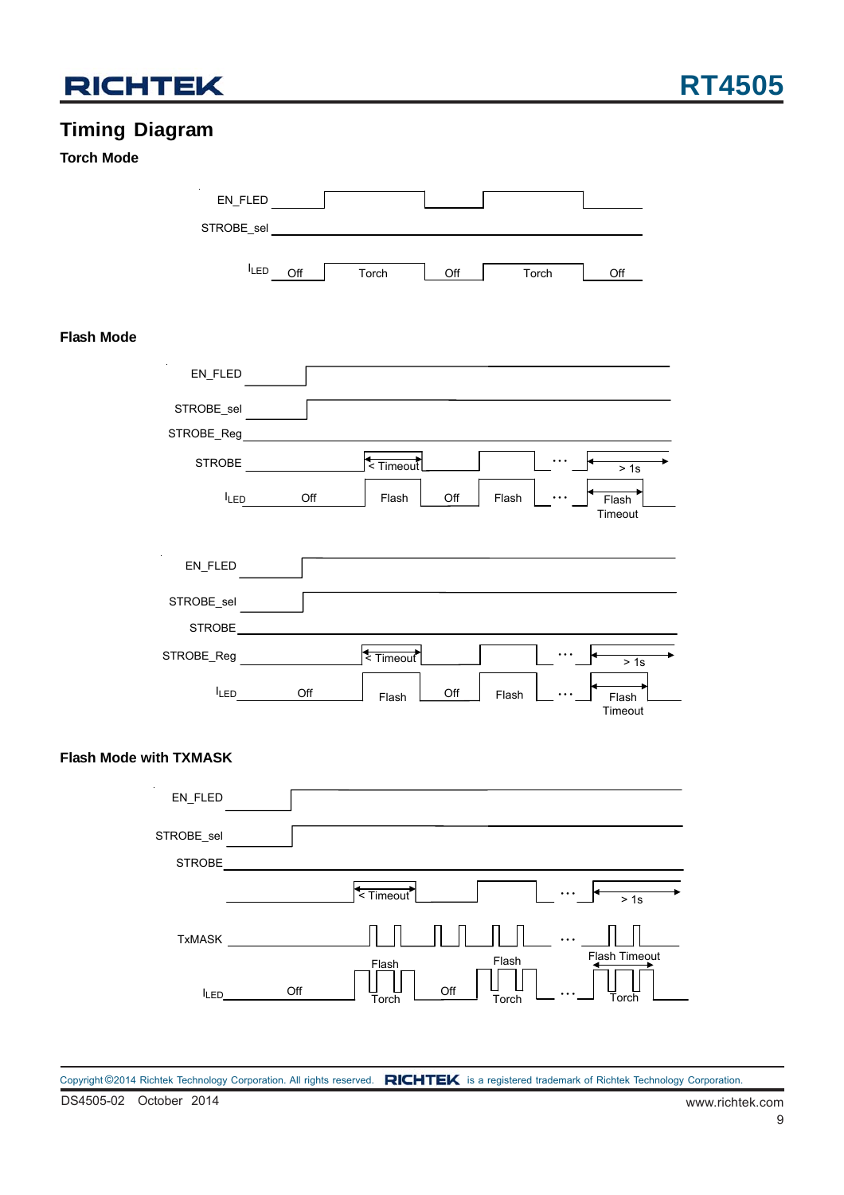## Timing Diagram

### Torch Mode

EN_FLED

STROBE_sel

$I_{LED}$ Off Torch Off Torch Off

### Flash Mode

EN_FLED

STROBE_sel

STROBE_Reg

STROBE < Timeout ... > 1s

$I_{LED}$ Off Flash Off Flash ... Flash Timeout

EN_FLED

STROBE_sel

STROBE

STROBE_Reg < Timeout ... > 1s

$I_{LED}$ Off Flash Off Flash ... Flash Timeout

### Flash Mode with TXMASK

EN_FLED

STROBE_sel

STROBE

< Timeout ... > 1s

TxMASK ...

$I_{LED}$ Off Flash Torch Off Flash Torch ... Flash Timeout Torch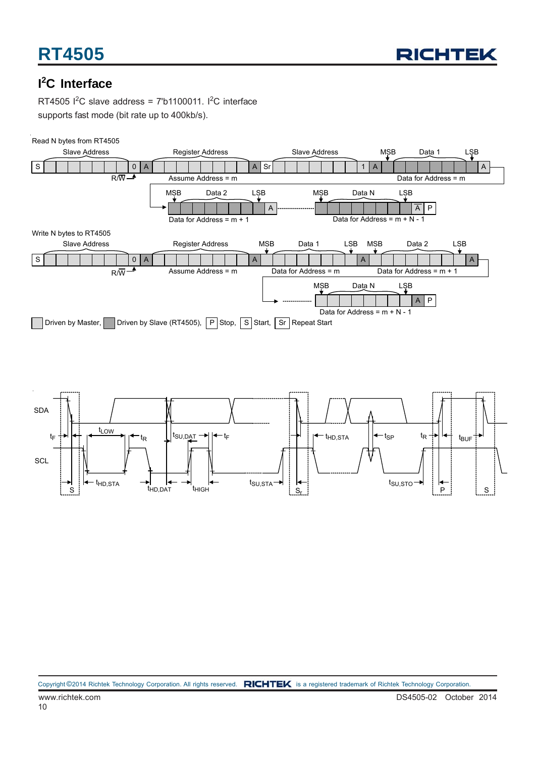## I²C Interface

RT4505 I²C slave address = 7'b1100011. I²C interface supports fast mode (bit rate up to 400kb/s).

Read N bytes from RT4505

Slave Address | Register Address | Slave Address | MSB Data 1 LSB

S | 0 | A | | A | Sr | | 1 | A | | A

R/W̄ | Assume Address = m | Data for Address = m

MSB Data 2 LSB | MSB Data N LSB

A | Ā | P

Data for Address = m + 1 | Data for Address = m + N - 1

Write N bytes to RT4505

Slave Address | Register Address | MSB Data 1 LSB | MSB Data 2 LSB

S | 0 | A | | A | | A | | A

R/W̄ | Assume Address = m | Data for Address = m | Data for Address = m + 1

MSB Data N LSB

A | P

Data for Address = m + N - 1

Driven by Master, Driven by Slave (RT4505), P Stop, S Start, Sr Repeat Start

SDA, SCL, $t_F$, $t_{LOW}$, $t_R$, $t_{SU,DAT}$, $t_F$, $t_{HD,STA}$, $t_{SP}$, $t_R$, $t_{BUF}$, S, $t_{HD,STA}$, $t_{HD,DAT}$, $t_{HIGH}$, $t_{SU,STA}$, $S_r$, $t_{SU,STO}$, P, S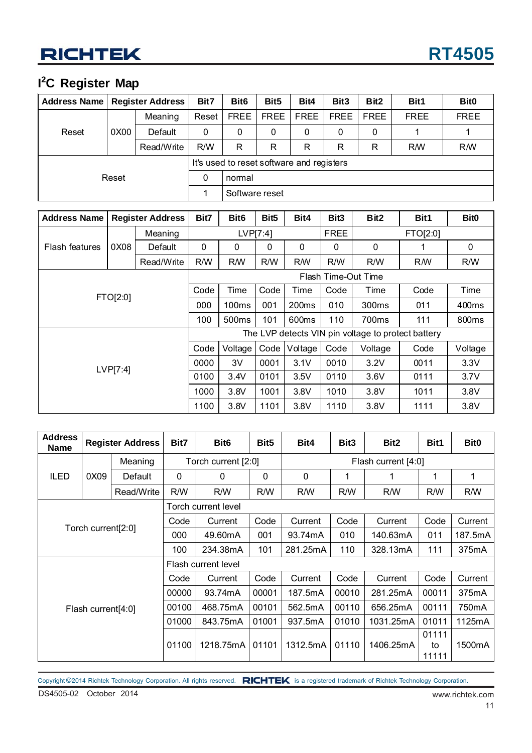## I[2]C Register Map

| Address Name | Register Address | | Bit7 | Bit6 | Bit5 | Bit4 | Bit3 | Bit2 | Bit1 | Bit0 |
|---|---|---|---|---|---|---|---|---|---|---|
| Reset | 0X00 | Meaning | Reset | FREE | FREE | FREE | FREE | FREE | FREE | FREE |
| | | Default | 0 | 0 | 0 | 0 | 0 | 0 | 1 | 1 |
| | | Read/Write | R/W | R | R | R | R | R | R/W | R/W |
| Reset | | | It's used to reset software and registers | | | | | | | |
| | | | 0 | normal | | | | | | |
| | | | 1 | Software reset | | | | | | |

| Address Name | Register Address | | Bit7 | Bit6 | Bit5 | Bit4 | Bit3 | Bit2 | Bit1 | Bit0 |
|---|---|---|---|---|---|---|---|---|---|---|
| Flash features | 0X08 | Meaning | LVP[7:4] | | | | FREE | FTO[2:0] | | |
| | | Default | 0 | 0 | 0 | 0 | 0 | 0 | 1 | 0 |
| | | Read/Write | R/W | R/W | R/W | R/W | R/W | R/W | R/W | R/W |
| FTO[2:0] | | | Flash Time-Out Time | | | | | | | |
| | | | Code | Time | Code | Time | Code | Time | Code | Time |
| | | | 000 | 100ms | 001 | 200ms | 010 | 300ms | 011 | 400ms |
| | | | 100 | 500ms | 101 | 600ms | 110 | 700ms | 111 | 800ms |
| LVP[7:4] | | | The LVP detects VIN pin voltage to protect battery | | | | | | | |
| | | | Code | Voltage | Code | Voltage | Code | Voltage | Code | Voltage |
| | | | 0000 | 3V | 0001 | 3.1V | 0010 | 3.2V | 0011 | 3.3V |
| | | | 0100 | 3.4V | 0101 | 3.5V | 0110 | 3.6V | 0111 | 3.7V |
| | | | 1000 | 3.8V | 1001 | 3.8V | 1010 | 3.8V | 1011 | 3.8V |
| | | | 1100 | 3.8V | 1101 | 3.8V | 1110 | 3.8V | 1111 | 3.8V |

| Address Name | Register Address | | Bit7 | Bit6 | Bit5 | Bit4 | Bit3 | Bit2 | Bit1 | Bit0 |
|---|---|---|---|---|---|---|---|---|---|---|
| ILED | 0X09 | Meaning | Torch current [2:0] | | | Flash current [4:0] | | | | |
| | | Default | 0 | 0 | 0 | 0 | 1 | 1 | 1 | 1 |
| | | Read/Write | R/W | R/W | R/W | R/W | R/W | R/W | R/W | R/W |
| Torch current[2:0] | | | Torch current level | | | | | | | |
| | | | Code | Current | Code | Current | Code | Current | Code | Current |
| | | | 000 | 49.60mA | 001 | 93.74mA | 010 | 140.63mA | 011 | 187.5mA |
| | | | 100 | 234.38mA | 101 | 281.25mA | 110 | 328.13mA | 111 | 375mA |
| Flash current[4:0] | | | Flash current level | | | | | | | |
| | | | Code | Current | Code | Current | Code | Current | Code | Current |
| | | | 00000 | 93.74mA | 00001 | 187.5mA | 00010 | 281.25mA | 00011 | 375mA |
| | | | 00100 | 468.75mA | 00101 | 562.5mA | 00110 | 656.25mA | 00111 | 750mA |
| | | | 01000 | 843.75mA | 01001 | 937.5mA | 01010 | 1031.25mA | 01011 | 1125mA |
| | | | 01100 | 1218.75mA | 01101 | 1312.5mA | 01110 | 1406.25mA | 01111 to 11111 | 1500mA |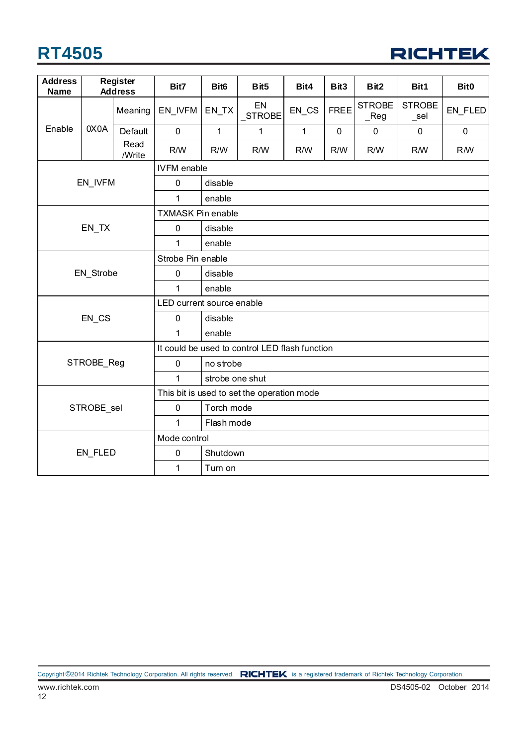| Address Name | Register Address | | Bit7 | Bit6 | Bit5 | Bit4 | Bit3 | Bit2 | Bit1 | Bit0 |
|---|---|---|---|---|---|---|---|---|---|---|
| Enable | 0X0A | Meaning | EN_IVFM | EN_TX | EN _STROBE | EN_CS | FREE | STROBE _Reg | STROBE _sel | EN_FLED |
| | | Default | 0 | 1 | 1 | 1 | 0 | 0 | 0 | 0 |
| | | Read /Write | R/W | R/W | R/W | R/W | R/W | R/W | R/W | R/W |

| Name | Value | Description |
|---|---|---|
| EN_IVFM | | IVFM enable |
| | 0 | disable |
| | 1 | enable |
| EN_TX | | TXMASK Pin enable |
| | 0 | disable |
| | 1 | enable |
| EN_Strobe | | Strobe Pin enable |
| | 0 | disable |
| | 1 | enable |
| EN_CS | | LED current source enable |
| | 0 | disable |
| | 1 | enable |
| STROBE_Reg | | It could be used to control LED flash function |
| | 0 | no strobe |
| | 1 | strobe one shut |
| STROBE_sel | | This bit is used to set the operation mode |
| | 0 | Torch mode |
| | 1 | Flash mode |
| EN_FLED | | Mode control |
| | 0 | Shutdown |
| | 1 | Turn on |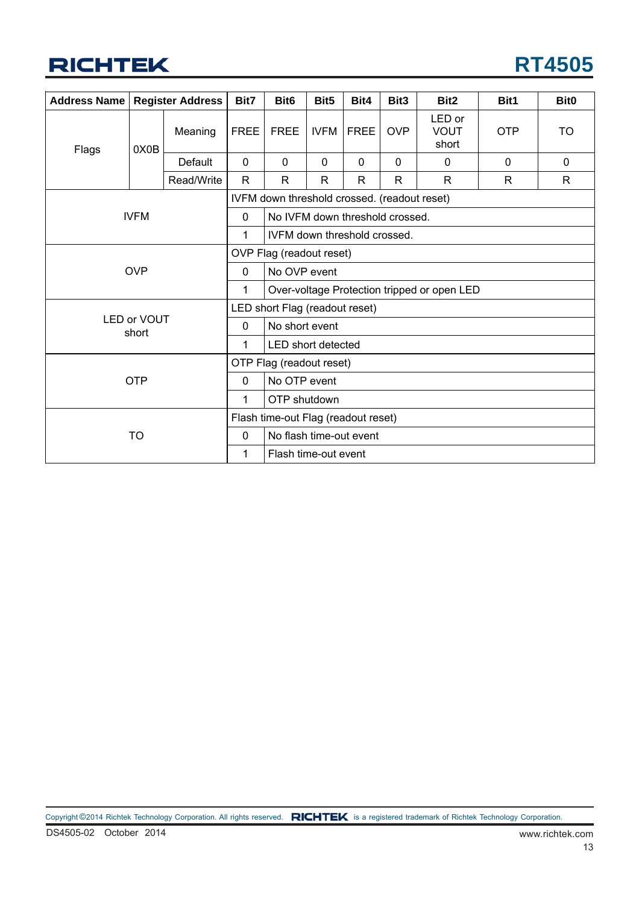| Address Name | Register Address | | Bit7 | Bit6 | Bit5 | Bit4 | Bit3 | Bit2 | Bit1 | Bit0 |
|---|---|---|---|---|---|---|---|---|---|---|
| Flags | 0X0B | Meaning | FREE | FREE | IVFM | FREE | OVP | LED or VOUT short | OTP | TO |
| | | Default | 0 | 0 | 0 | 0 | 0 | 0 | 0 | 0 |
| | | Read/Write | R | R | R | R | R | R | R | R |
| IVFM | | | IVFM down threshold crossed. (readout reset) | | | | | | | |
| | | | 0 | No IVFM down threshold crossed. | | | | | | |
| | | | 1 | IVFM down threshold crossed. | | | | | | |
| OVP | | | OVP Flag (readout reset) | | | | | | | |
| | | | 0 | No OVP event | | | | | | |
| | | | 1 | Over-voltage Protection tripped or open LED | | | | | | |
| LED or VOUT short | | | LED short Flag (readout reset) | | | | | | | |
| | | | 0 | No short event | | | | | | |
| | | | 1 | LED short detected | | | | | | |
| OTP | | | OTP Flag (readout reset) | | | | | | | |
| | | | 0 | No OTP event | | | | | | |
| | | | 1 | OTP shutdown | | | | | | |
| TO | | | Flash time-out Flag (readout reset) | | | | | | | |
| | | | 0 | No flash time-out event | | | | | | |
| | | | 1 | Flash time-out event | | | | | | |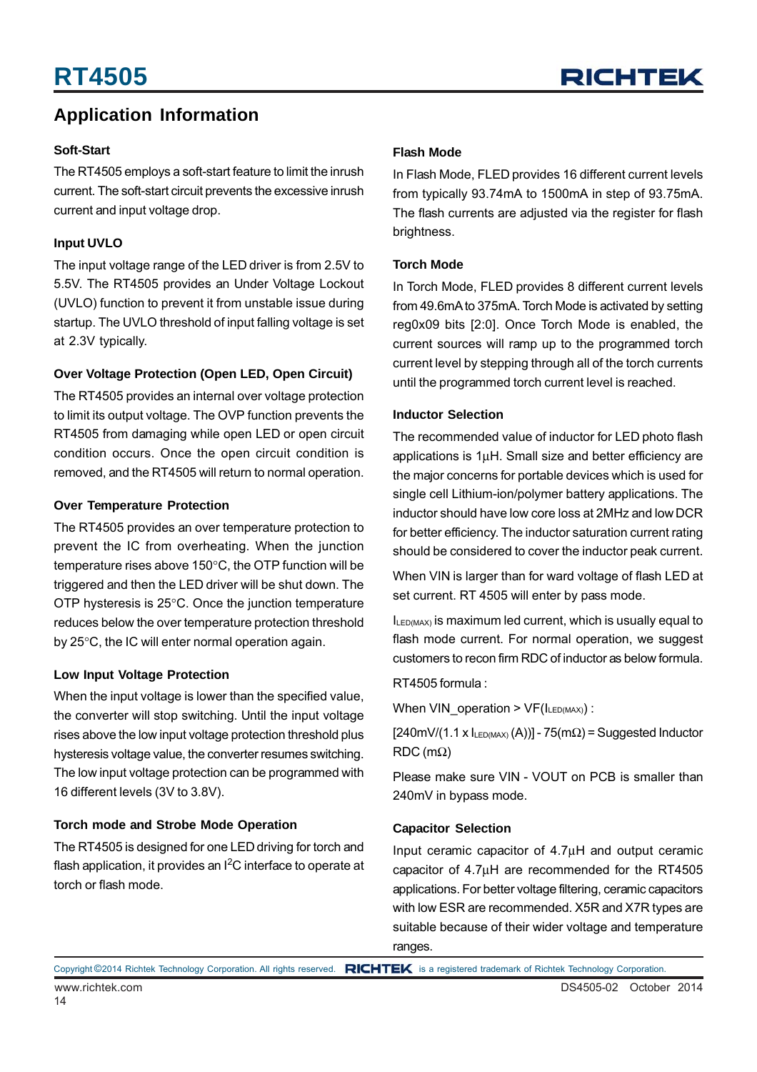## Application Information

### Soft-Start

The RT4505 employs a soft-start feature to limit the inrush current. The soft-start circuit prevents the excessive inrush current and input voltage drop.

### Input UVLO

The input voltage range of the LED driver is from 2.5V to 5.5V. The RT4505 provides an Under Voltage Lockout (UVLO) function to prevent it from unstable issue during startup. The UVLO threshold of input falling voltage is set at 2.3V typically.

### Over Voltage Protection (Open LED, Open Circuit)

The RT4505 provides an internal over voltage protection to limit its output voltage. The OVP function prevents the RT4505 from damaging while open LED or open circuit condition occurs. Once the open circuit condition is removed, and the RT4505 will return to normal operation.

### Over Temperature Protection

The RT4505 provides an over temperature protection to prevent the IC from overheating. When the junction temperature rises above 150°C, the OTP function will be triggered and then the LED driver will be shut down. The OTP hysteresis is 25°C. Once the junction temperature reduces below the over temperature protection threshold by 25°C, the IC will enter normal operation again.

### Low Input Voltage Protection

When the input voltage is lower than the specified value, the converter will stop switching. Until the input voltage rises above the low input voltage protection threshold plus hysteresis voltage value, the converter resumes switching. The low input voltage protection can be programmed with 16 different levels (3V to 3.8V).

### Torch mode and Strobe Mode Operation

The RT4505 is designed for one LED driving for torch and flash application, it provides an $I^2C$ interface to operate at torch or flash mode.

### Flash Mode

In Flash Mode, FLED provides 16 different current levels from typically 93.74mA to 1500mA in step of 93.75mA. The flash currents are adjusted via the register for flash brightness.

### Torch Mode

In Torch Mode, FLED provides 8 different current levels from 49.6mA to 375mA. Torch Mode is activated by setting reg0x09 bits [2:0]. Once Torch Mode is enabled, the current sources will ramp up to the programmed torch current level by stepping through all of the torch currents until the programmed torch current level is reached.

### Inductor Selection

The recommended value of inductor for LED photo flash applications is 1μH. Small size and better efficiency are the major concerns for portable devices which is used for single cell Lithium-ion/polymer battery applications. The inductor should have low core loss at 2MHz and low DCR for better efficiency. The inductor saturation current rating should be considered to cover the inductor peak current.

When VIN is larger than for ward voltage of flash LED at set current. RT 4505 will enter by pass mode.

$I_{LED(MAX)}$ is maximum led current, which is usually equal to flash mode current. For normal operation, we suggest customers to recon firm RDC of inductor as below formula.

RT4505 formula :

When VIN_operation > VF($I_{LED(MAX)}$) :

[240mV/(1.1 x $I_{LED(MAX)}$ (A))] - 75(mΩ) = Suggested Inductor RDC (mΩ)

Please make sure VIN - VOUT on PCB is smaller than 240mV in bypass mode.

### Capacitor Selection

Input ceramic capacitor of 4.7μH and output ceramic capacitor of 4.7μH are recommended for the RT4505 applications. For better voltage filtering, ceramic capacitors with low ESR are recommended. X5R and X7R types are suitable because of their wider voltage and temperature ranges.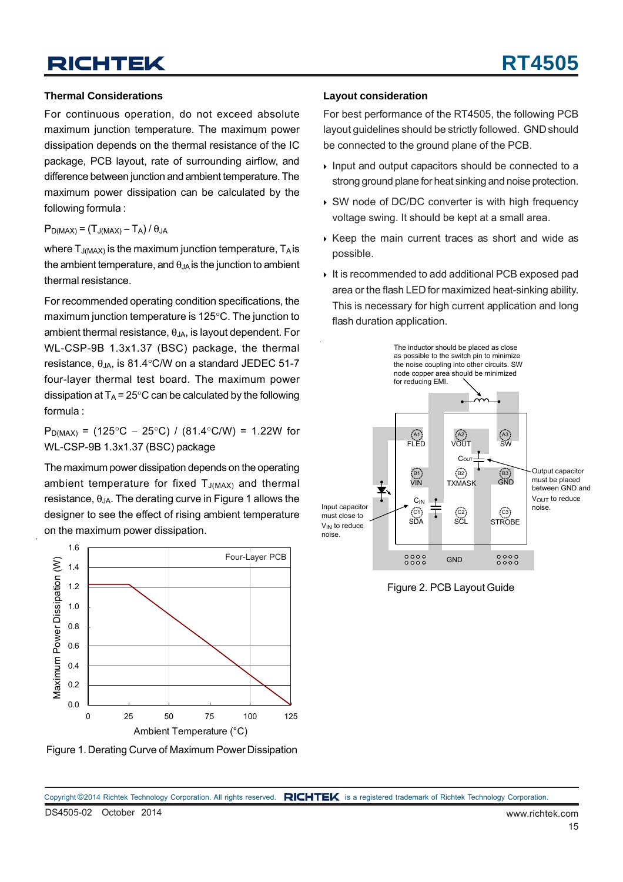## Thermal Considerations

For continuous operation, do not exceed absolute maximum junction temperature. The maximum power dissipation depends on the thermal resistance of the IC package, PCB layout, rate of surrounding airflow, and difference between junction and ambient temperature. The maximum power dissipation can be calculated by the following formula :

$P_{D(MAX)} = (T_{J(MAX)} - T_A) / \theta_{JA}$

where $T_{J(MAX)}$ is the maximum junction temperature, $T_A$ is the ambient temperature, and $\theta_{JA}$ is the junction to ambient thermal resistance.

For recommended operating condition specifications, the maximum junction temperature is 125°C. The junction to ambient thermal resistance, $\theta_{JA}$, is layout dependent. For WL-CSP-9B 1.3x1.37 (BSC) package, the thermal resistance, $\theta_{JA}$, is 81.4°C/W on a standard JEDEC 51-7 four-layer thermal test board. The maximum power dissipation at $T_A$ = 25°C can be calculated by the following formula :

$P_{D(MAX)}$ = (125°C − 25°C) / (81.4°C/W) = 1.22W for WL-CSP-9B 1.3x1.37 (BSC) package

The maximum power dissipation depends on the operating ambient temperature for fixed $T_{J(MAX)}$ and thermal resistance, $\theta_{JA}$. The derating curve in Figure 1 allows the designer to see the effect of rising ambient temperature on the maximum power dissipation.

Figure 1. Derating Curve of Maximum Power Dissipation

## Layout consideration

For best performance of the RT4505, the following PCB layout guidelines should be strictly followed. GND should be connected to the ground plane of the PCB.

- Input and output capacitors should be connected to a strong ground plane for heat sinking and noise protection.
- SW node of DC/DC converter is with high frequency voltage swing. It should be kept at a small area.
- Keep the main current traces as short and wide as possible.
- It is recommended to add additional PCB exposed pad area or the flash LED for maximized heat-sinking ability. This is necessary for high current application and long flash duration application.

Figure 2. PCB Layout Guide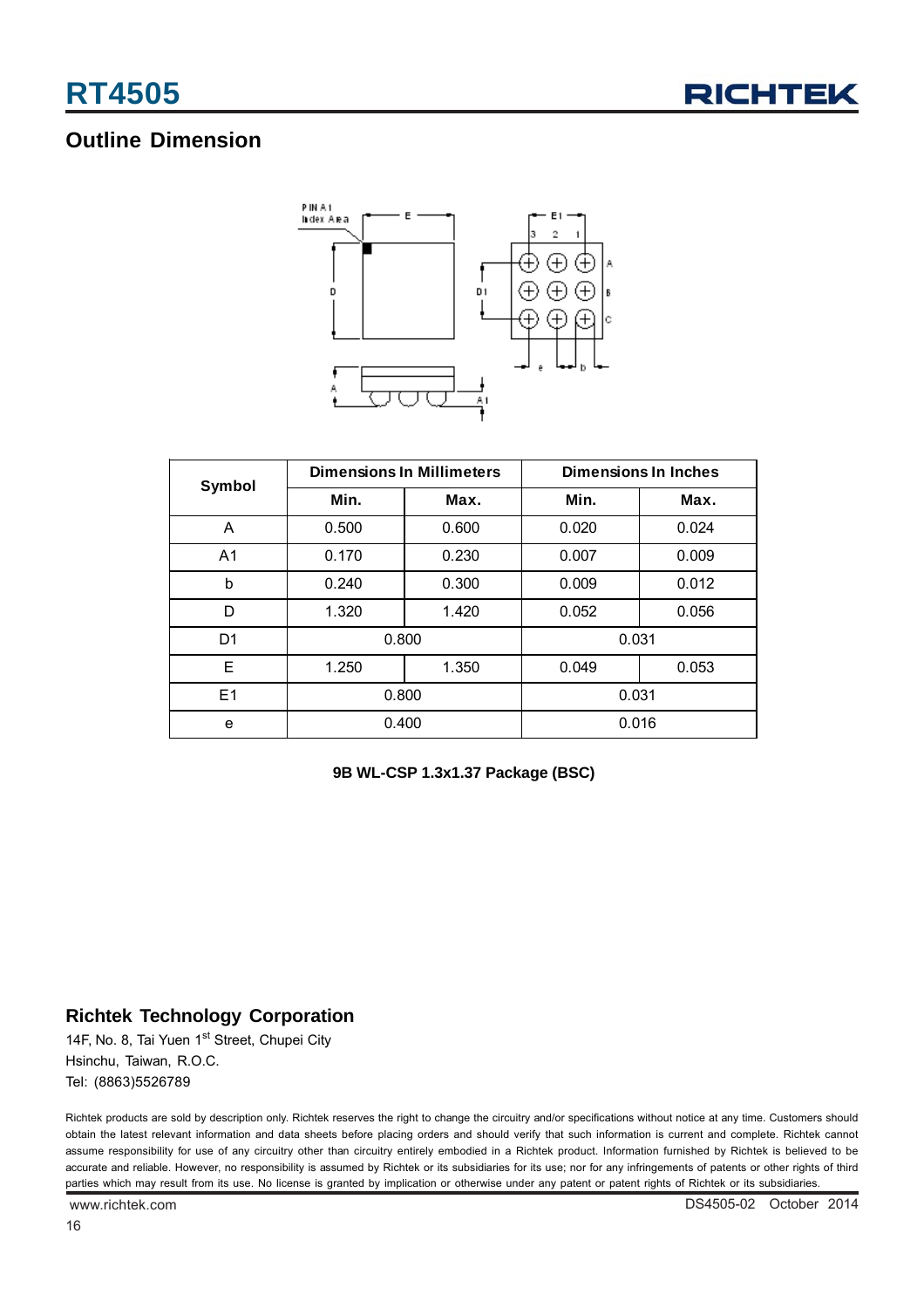## Outline Dimension

PIN A1
Index Area
E
E1
3 2 1
A
B
C
D
D1
e
b
A
A1

| Symbol | Dimensions In Millimeters | | Dimensions In Inches | |
|---|---|---|---|---|
| | Min. | Max. | Min. | Max. |
| A | 0.500 | 0.600 | 0.020 | 0.024 |
| A1 | 0.170 | 0.230 | 0.007 | 0.009 |
| b | 0.240 | 0.300 | 0.009 | 0.012 |
| D | 1.320 | 1.420 | 0.052 | 0.056 |
| D1 | 0.800 | | 0.031 | |
| E | 1.250 | 1.350 | 0.049 | 0.053 |
| E1 | 0.800 | | 0.031 | |
| e | 0.400 | | 0.016 | |

**9B WL-CSP 1.3x1.37 Package (BSC)**

### Richtek Technology Corporation

14F, No. 8, Tai Yuen 1st Street, Chupei City
Hsinchu, Taiwan, R.O.C.
Tel: (8863)5526789

Richtek products are sold by description only. Richtek reserves the right to change the circuitry and/or specifications without notice at any time. Customers should obtain the latest relevant information and data sheets before placing orders and should verify that such information is current and complete. Richtek cannot assume responsibility for use of any circuitry other than circuitry entirely embodied in a Richtek product. Information furnished by Richtek is believed to be accurate and reliable. However, no responsibility is assumed by Richtek or its subsidiaries for its use; nor for any infringements of patents or other rights of third parties which may result from its use. No license is granted by implication or otherwise under any patent or patent rights of Richtek or its subsidiaries.